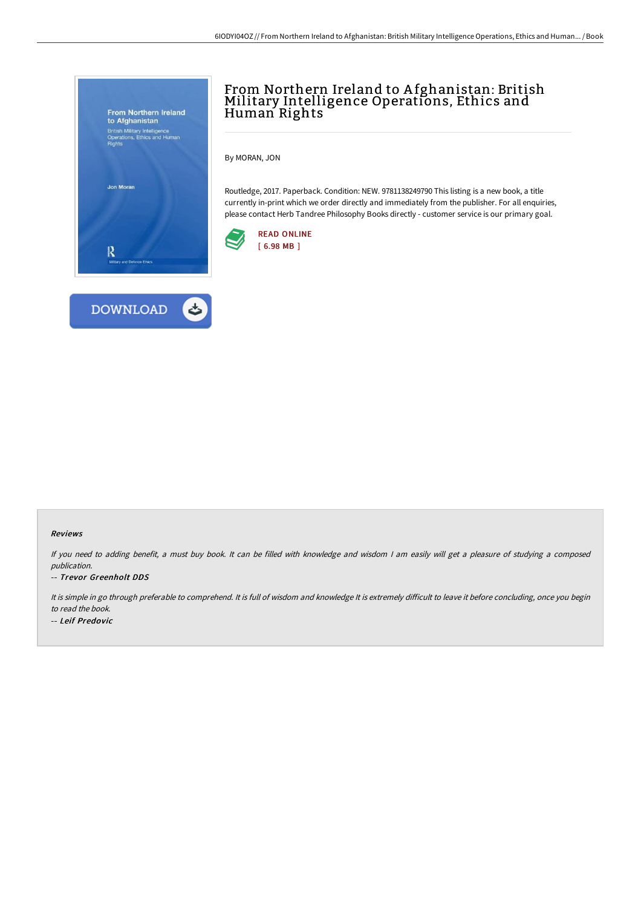# From Northern Ireland to Afghanistan: British Military Intelligence Operations, Ethics and Human Rights

By MORAN, JON

Routledge, 2017. Paperback. Condition: NEW. 9781138249790 This listing is a new book, a title currently in-print which we order directly and immediately from the publisher. For all enquiries, please contact Herb Tandree Philosophy Books directly - customer service is our primary goal.

READ ONLINE
[ 6.98 MB ]

DOWNLOAD

### Reviews

*If you need to adding benefit, a must buy book. It can be filled with knowledge and wisdom I am easily will get a pleasure of studying a composed publication.*

*-- Trevor Greenholt DDS*

*It is simple in go through preferable to comprehend. It is full of wisdom and knowledge It is extremely difficult to leave it before concluding, once you begin to read the book.*

*-- Leif Predovic*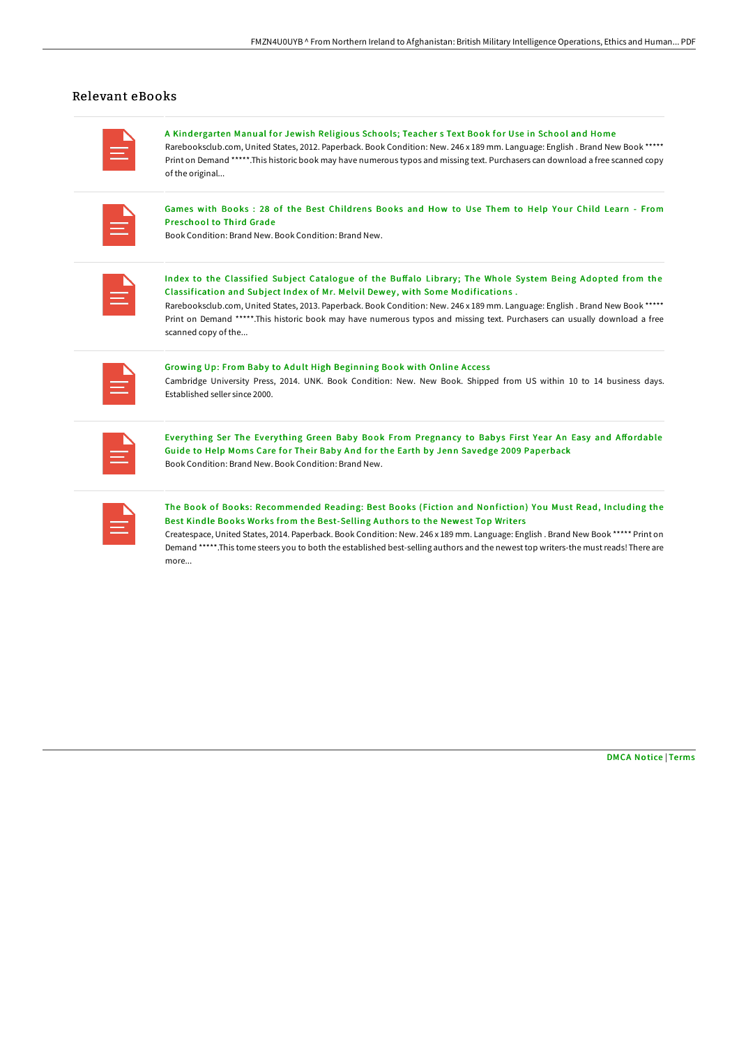## Relevant eBooks

**A Kindergarten Manual for Jewish Religious Schools; Teacher s Text Book for Use in School and Home**

Rarebooksclub.com, United States, 2012. Paperback. Book Condition: New. 246 x 189 mm. Language: English . Brand New Book ***** Print on Demand *****.This historic book may have numerous typos and missing text. Purchasers can download a free scanned copy of the original...

**Games with Books : 28 of the Best Childrens Books and How to Use Them to Help Your Child Learn - From Preschool to Third Grade**

Book Condition: Brand New. Book Condition: Brand New.

**Index to the Classified Subject Catalogue of the Buffalo Library; The Whole System Being Adopted from the Classification and Subject Index of Mr. Melvil Dewey, with Some Modifications .**

Rarebooksclub.com, United States, 2013. Paperback. Book Condition: New. 246 x 189 mm. Language: English . Brand New Book ***** Print on Demand *****.This historic book may have numerous typos and missing text. Purchasers can usually download a free scanned copy of the...

**Growing Up: From Baby to Adult High Beginning Book with Online Access**

Cambridge University Press, 2014. UNK. Book Condition: New. New Book. Shipped from US within 10 to 14 business days. Established seller since 2000.

**Everything Ser The Everything Green Baby Book From Pregnancy to Babys First Year An Easy and Affordable Guide to Help Moms Care for Their Baby And for the Earth by Jenn Savedge 2009 Paperback**

Book Condition: Brand New. Book Condition: Brand New.

**The Book of Books: Recommended Reading: Best Books (Fiction and Nonfiction) You Must Read, Including the Best Kindle Books Works from the Best-Selling Authors to the Newest Top Writers**

Createspace, United States, 2014. Paperback. Book Condition: New. 246 x 189 mm. Language: English . Brand New Book ***** Print on Demand *****.This tome steers you to both the established best-selling authors and the newest top writers-the must reads! There are more...